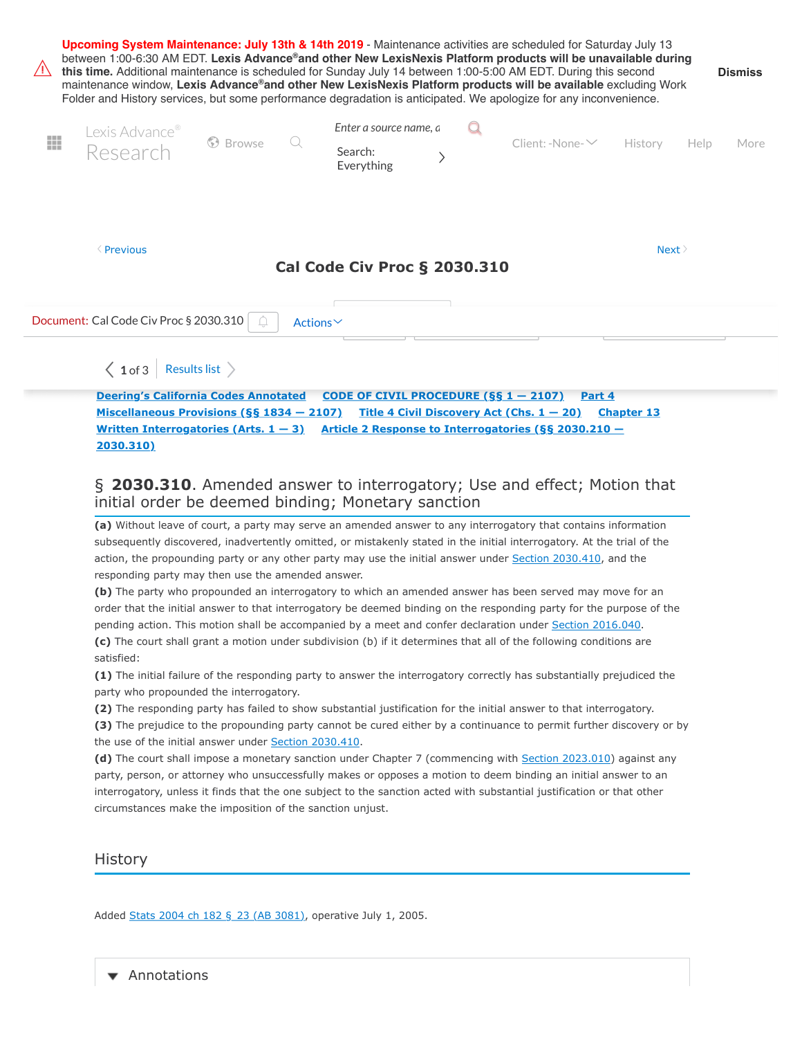Deering's California Codes Annotated | CODE OF CIVIL PROCEDURE (§§ 1 — 2107) | Part 4 Miscellaneous Provisions (§§ 1834 — 2107) | Title 4 Civil Discovery Act (Chs. 1 — 20) | Chapter 13 Written Interrogatories (Arts. 1 — 3) | Article 2 Response to Interrogatories (§§ 2030.210 — 2030.310)

# § 2030.310. Amended answer to interrogatory; Use and effect; Motion that initial order be deemed binding; Monetary sanction

**(a)** Without leave of court, a party may serve an amended answer to any interrogatory that contains information subsequently discovered, inadvertently omitted, or mistakenly stated in the initial interrogatory. At the trial of the action, the propounding party or any other party may use the initial answer under Section 2030.410, and the responding party may then use the amended answer.

**(b)** The party who propounded an interrogatory to which an amended answer has been served may move for an order that the initial answer to that interrogatory be deemed binding on the responding party for the purpose of the pending action. This motion shall be accompanied by a meet and confer declaration under Section 2016.040.

**(c)** The court shall grant a motion under subdivision (b) if it determines that all of the following conditions are satisfied:

**(1)** The initial failure of the responding party to answer the interrogatory correctly has substantially prejudiced the party who propounded the interrogatory.

**(2)** The responding party has failed to show substantial justification for the initial answer to that interrogatory.

**(3)** The prejudice to the propounding party cannot be cured either by a continuance to permit further discovery or by the use of the initial answer under Section 2030.410.

**(d)** The court shall impose a monetary sanction under Chapter 7 (commencing with Section 2023.010) against any party, person, or attorney who unsuccessfully makes or opposes a motion to deem binding an initial answer to an interrogatory, unless it finds that the one subject to the sanction acted with substantial justification or that other circumstances make the imposition of the sanction unjust.

## History

Added Stats 2004 ch 182 § 23 (AB 3081), operative July 1, 2005.

## Annotations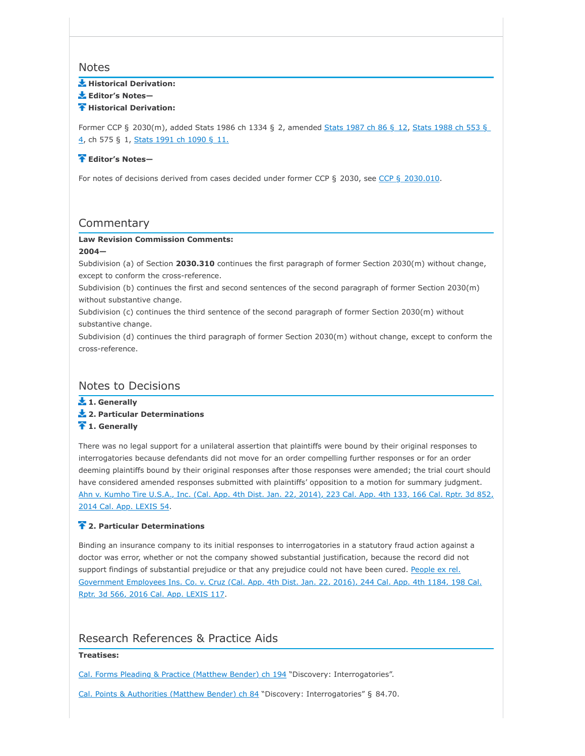## Notes

**Historical Derivation:**

**Editor's Notes—**

**Historical Derivation:**

Former CCP § 2030(m), added Stats 1986 ch 1334 § 2, amended Stats 1987 ch 86 § 12, Stats 1988 ch 553 § 4, ch 575 § 1, Stats 1991 ch 1090 § 11.

**Editor's Notes—**

For notes of decisions derived from cases decided under former CCP § 2030, see CCP § 2030.010.

## Commentary

**Law Revision Commission Comments:**

**2004—**

Subdivision (a) of Section **2030.310** continues the first paragraph of former Section 2030(m) without change, except to conform the cross-reference.

Subdivision (b) continues the first and second sentences of the second paragraph of former Section 2030(m) without substantive change.

Subdivision (c) continues the third sentence of the second paragraph of former Section 2030(m) without substantive change.

Subdivision (d) continues the third paragraph of former Section 2030(m) without change, except to conform the cross-reference.

## Notes to Decisions

**1. Generally**

**2. Particular Determinations**

**1. Generally**

There was no legal support for a unilateral assertion that plaintiffs were bound by their original responses to interrogatories because defendants did not move for an order compelling further responses or for an order deeming plaintiffs bound by their original responses after those responses were amended; the trial court should have considered amended responses submitted with plaintiffs' opposition to a motion for summary judgment. Ahn v. Kumho Tire U.S.A., Inc. (Cal. App. 4th Dist. Jan. 22, 2014), 223 Cal. App. 4th 133, 166 Cal. Rptr. 3d 852, 2014 Cal. App. LEXIS 54.

**2. Particular Determinations**

Binding an insurance company to its initial responses to interrogatories in a statutory fraud action against a doctor was error, whether or not the company showed substantial justification, because the record did not support findings of substantial prejudice or that any prejudice could not have been cured. People ex rel. Government Employees Ins. Co. v. Cruz (Cal. App. 4th Dist. Jan. 22, 2016), 244 Cal. App. 4th 1184, 198 Cal. Rptr. 3d 566, 2016 Cal. App. LEXIS 117.

## Research References & Practice Aids

**Treatises:**

Cal. Forms Pleading & Practice (Matthew Bender) ch 194 "Discovery: Interrogatories".

Cal. Points & Authorities (Matthew Bender) ch 84 "Discovery: Interrogatories" § 84.70.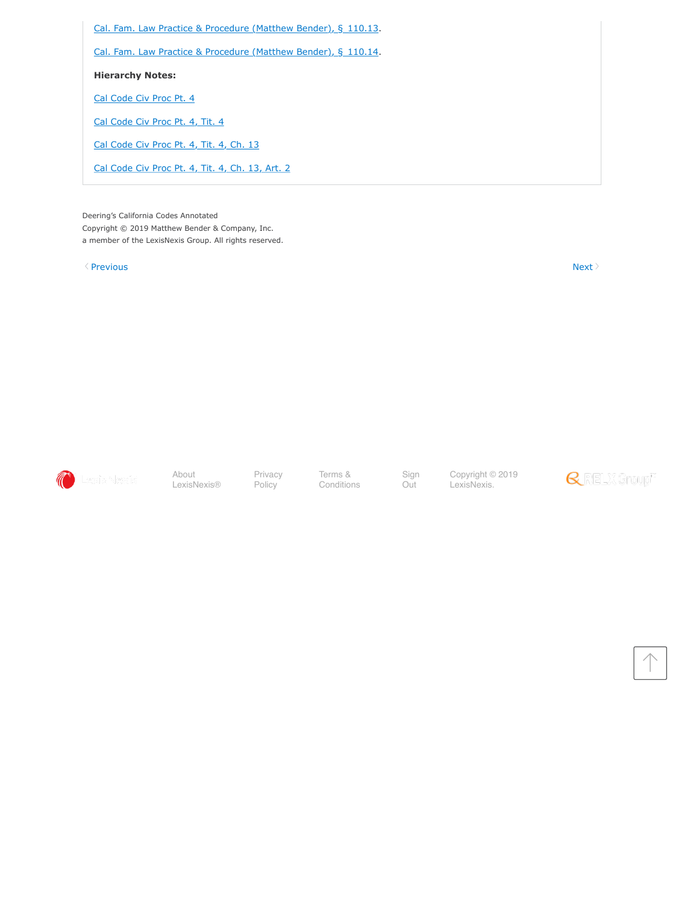Cal. Fam. Law Practice & Procedure (Matthew Bender), § 110.13.

Cal. Fam. Law Practice & Procedure (Matthew Bender), § 110.14.

**Hierarchy Notes:**

Cal Code Civ Proc Pt. 4

Cal Code Civ Proc Pt. 4, Tit. 4

Cal Code Civ Proc Pt. 4, Tit. 4, Ch. 13

Cal Code Civ Proc Pt. 4, Tit. 4, Ch. 13, Art. 2

Deering's California Codes Annotated
Copyright © 2019 Matthew Bender & Company, Inc.
a member of the LexisNexis Group. All rights reserved.